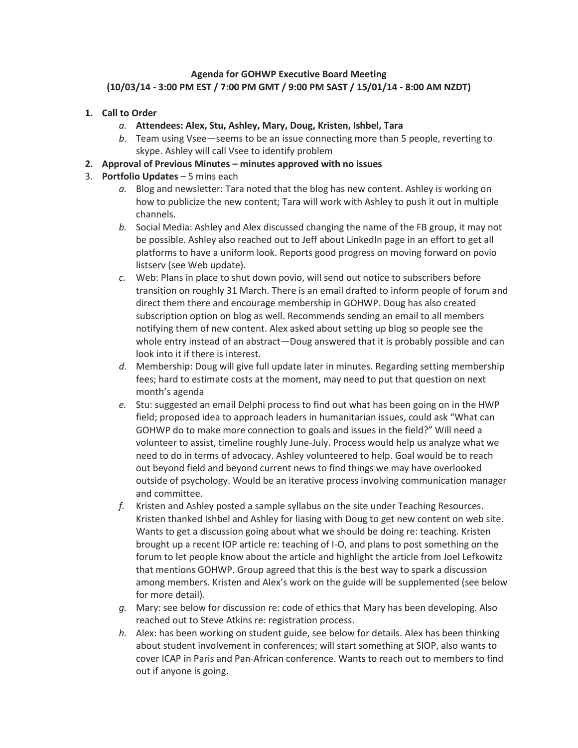**Agenda for GOHWP Executive Board Meeting**
**(10/03/14 - 3:00 PM EST / 7:00 PM GMT / 9:00 PM SAST / 15/01/14 - 8:00 AM NZDT)**

1. **Call to Order**
   a. **Attendees: Alex, Stu, Ashley, Mary, Doug, Kristen, Ishbel, Tara**
   b. Team using Vsee—seems to be an issue connecting more than 5 people, reverting to skype. Ashley will call Vsee to identify problem
2. **Approval of Previous Minutes – minutes approved with no issues**
3. **Portfolio Updates** – 5 mins each
   a. Blog and newsletter: Tara noted that the blog has new content. Ashley is working on how to publicize the new content; Tara will work with Ashley to push it out in multiple channels.
   b. Social Media: Ashley and Alex discussed changing the name of the FB group, it may not be possible. Ashley also reached out to Jeff about LinkedIn page in an effort to get all platforms to have a uniform look. Reports good progress on moving forward on povio listserv (see Web update).
   c. Web: Plans in place to shut down povio, will send out notice to subscribers before transition on roughly 31 March. There is an email drafted to inform people of forum and direct them there and encourage membership in GOHWP. Doug has also created subscription option on blog as well. Recommends sending an email to all members notifying them of new content. Alex asked about setting up blog so people see the whole entry instead of an abstract—Doug answered that it is probably possible and can look into it if there is interest.
   d. Membership: Doug will give full update later in minutes. Regarding setting membership fees; hard to estimate costs at the moment, may need to put that question on next month's agenda
   e. Stu: suggested an email Delphi process to find out what has been going on in the HWP field; proposed idea to approach leaders in humanitarian issues, could ask "What can GOHWP do to make more connection to goals and issues in the field?" Will need a volunteer to assist, timeline roughly June-July. Process would help us analyze what we need to do in terms of advocacy. Ashley volunteered to help. Goal would be to reach out beyond field and beyond current news to find things we may have overlooked outside of psychology. Would be an iterative process involving communication manager and committee.
   f. Kristen and Ashley posted a sample syllabus on the site under Teaching Resources. Kristen thanked Ishbel and Ashley for liasing with Doug to get new content on web site. Wants to get a discussion going about what we should be doing re: teaching. Kristen brought up a recent IOP article re: teaching of I-O, and plans to post something on the forum to let people know about the article and highlight the article from Joel Lefkowitz that mentions GOHWP. Group agreed that this is the best way to spark a discussion among members. Kristen and Alex's work on the guide will be supplemented (see below for more detail).
   g. Mary: see below for discussion re: code of ethics that Mary has been developing. Also reached out to Steve Atkins re: registration process.
   h. Alex: has been working on student guide, see below for details. Alex has been thinking about student involvement in conferences; will start something at SIOP, also wants to cover ICAP in Paris and Pan-African conference. Wants to reach out to members to find out if anyone is going.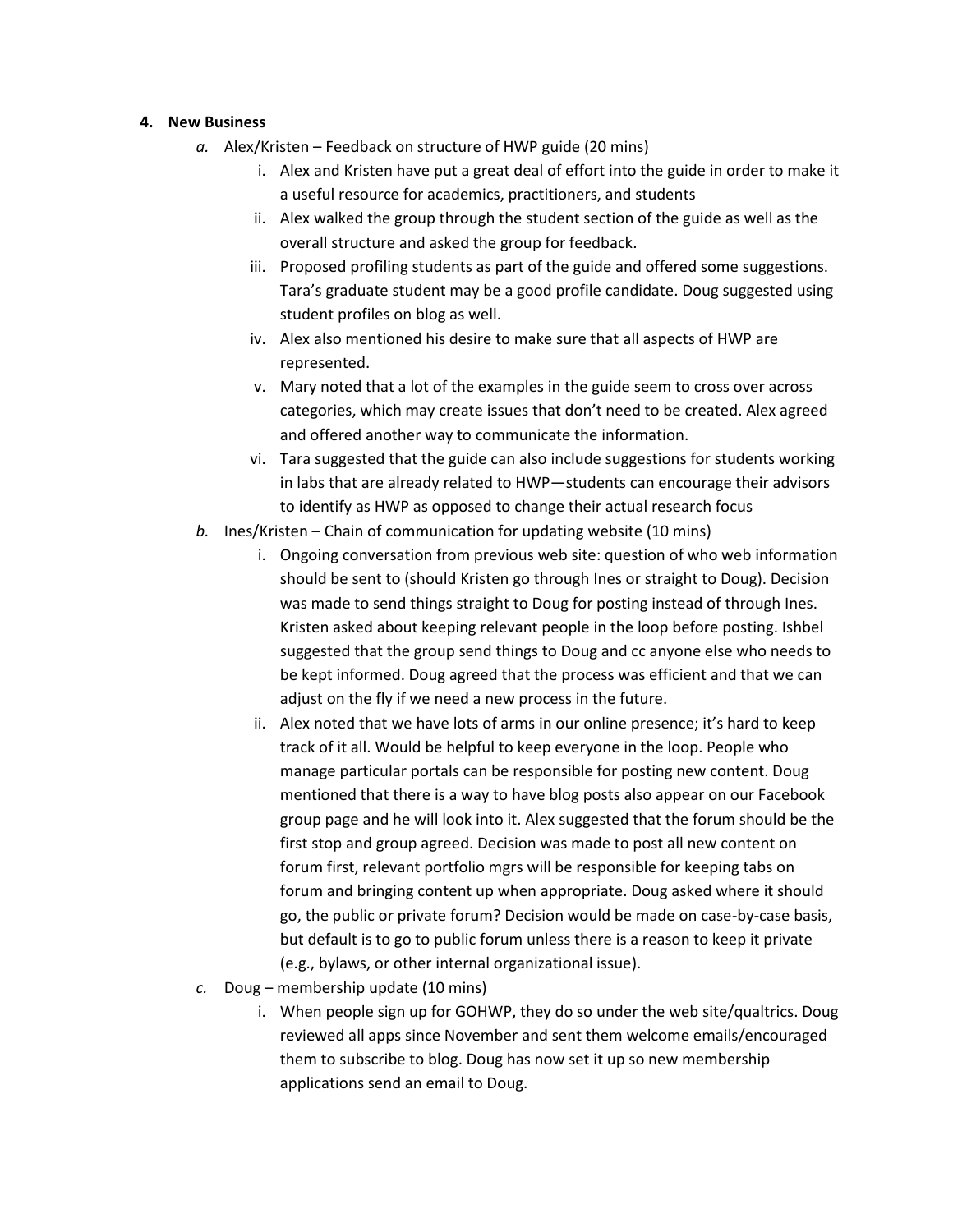4. **New Business**

   *a.* Alex/Kristen – Feedback on structure of HWP guide (20 mins)

      i. Alex and Kristen have put a great deal of effort into the guide in order to make it a useful resource for academics, practitioners, and students

      ii. Alex walked the group through the student section of the guide as well as the overall structure and asked the group for feedback.

      iii. Proposed profiling students as part of the guide and offered some suggestions. Tara's graduate student may be a good profile candidate. Doug suggested using student profiles on blog as well.

      iv. Alex also mentioned his desire to make sure that all aspects of HWP are represented.

      v. Mary noted that a lot of the examples in the guide seem to cross over across categories, which may create issues that don't need to be created. Alex agreed and offered another way to communicate the information.

      vi. Tara suggested that the guide can also include suggestions for students working in labs that are already related to HWP—students can encourage their advisors to identify as HWP as opposed to change their actual research focus

   *b.* Ines/Kristen – Chain of communication for updating website (10 mins)

      i. Ongoing conversation from previous web site: question of who web information should be sent to (should Kristen go through Ines or straight to Doug). Decision was made to send things straight to Doug for posting instead of through Ines. Kristen asked about keeping relevant people in the loop before posting. Ishbel suggested that the group send things to Doug and cc anyone else who needs to be kept informed. Doug agreed that the process was efficient and that we can adjust on the fly if we need a new process in the future.

      ii. Alex noted that we have lots of arms in our online presence; it's hard to keep track of it all. Would be helpful to keep everyone in the loop. People who manage particular portals can be responsible for posting new content. Doug mentioned that there is a way to have blog posts also appear on our Facebook group page and he will look into it. Alex suggested that the forum should be the first stop and group agreed. Decision was made to post all new content on forum first, relevant portfolio mgrs will be responsible for keeping tabs on forum and bringing content up when appropriate. Doug asked where it should go, the public or private forum? Decision would be made on case-by-case basis, but default is to go to public forum unless there is a reason to keep it private (e.g., bylaws, or other internal organizational issue).

   *c.* Doug – membership update (10 mins)

      i. When people sign up for GOHWP, they do so under the web site/qualtrics. Doug reviewed all apps since November and sent them welcome emails/encouraged them to subscribe to blog. Doug has now set it up so new membership applications send an email to Doug.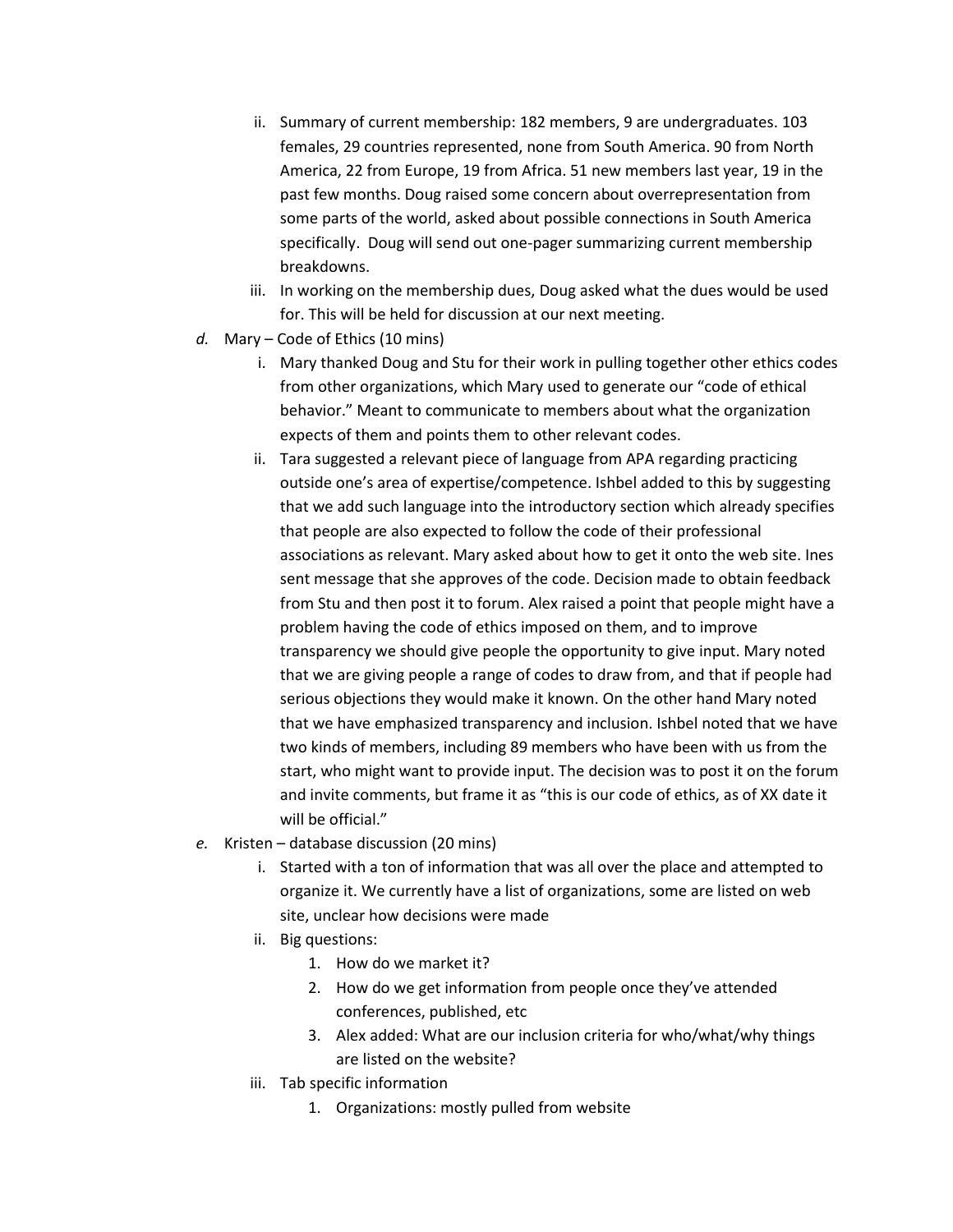ii. Summary of current membership: 182 members, 9 are undergraduates. 103 females, 29 countries represented, none from South America. 90 from North America, 22 from Europe, 19 from Africa. 51 new members last year, 19 in the past few months. Doug raised some concern about overrepresentation from some parts of the world, asked about possible connections in South America specifically. Doug will send out one-pager summarizing current membership breakdowns.

   iii. In working on the membership dues, Doug asked what the dues would be used for. This will be held for discussion at our next meeting.

*d.* Mary – Code of Ethics (10 mins)

   i. Mary thanked Doug and Stu for their work in pulling together other ethics codes from other organizations, which Mary used to generate our "code of ethical behavior." Meant to communicate to members about what the organization expects of them and points them to other relevant codes.

   ii. Tara suggested a relevant piece of language from APA regarding practicing outside one's area of expertise/competence. Ishbel added to this by suggesting that we add such language into the introductory section which already specifies that people are also expected to follow the code of their professional associations as relevant. Mary asked about how to get it onto the web site. Ines sent message that she approves of the code. Decision made to obtain feedback from Stu and then post it to forum. Alex raised a point that people might have a problem having the code of ethics imposed on them, and to improve transparency we should give people the opportunity to give input. Mary noted that we are giving people a range of codes to draw from, and that if people had serious objections they would make it known. On the other hand Mary noted that we have emphasized transparency and inclusion. Ishbel noted that we have two kinds of members, including 89 members who have been with us from the start, who might want to provide input. The decision was to post it on the forum and invite comments, but frame it as "this is our code of ethics, as of XX date it will be official."

*e.* Kristen – database discussion (20 mins)

   i. Started with a ton of information that was all over the place and attempted to organize it. We currently have a list of organizations, some are listed on web site, unclear how decisions were made

   ii. Big questions:

      1. How do we market it?
      2. How do we get information from people once they've attended conferences, published, etc
      3. Alex added: What are our inclusion criteria for who/what/why things are listed on the website?

   iii. Tab specific information

      1. Organizations: mostly pulled from website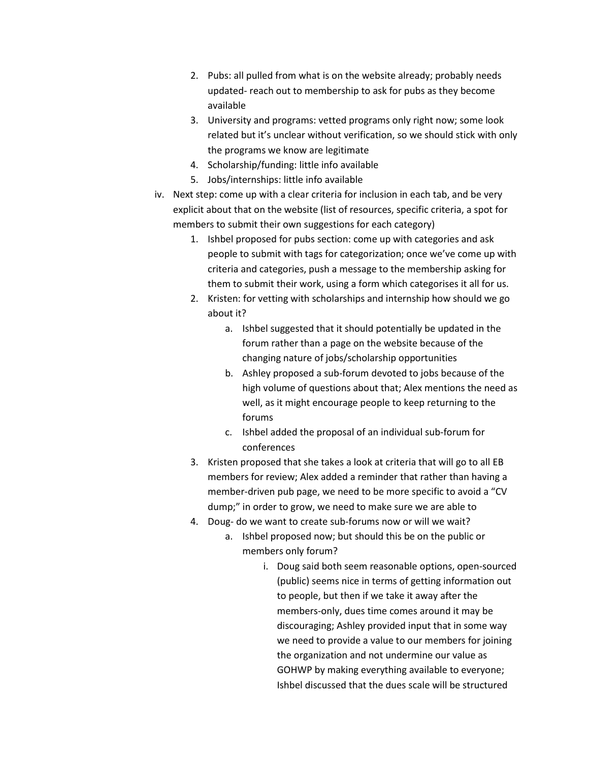2. Pubs: all pulled from what is on the website already; probably needs updated- reach out to membership to ask for pubs as they become available
3. University and programs: vetted programs only right now; some look related but it's unclear without verification, so we should stick with only the programs we know are legitimate
4. Scholarship/funding: little info available
5. Jobs/internships: little info available

iv. Next step: come up with a clear criteria for inclusion in each tab, and be very explicit about that on the website (list of resources, specific criteria, a spot for members to submit their own suggestions for each category)

1. Ishbel proposed for pubs section: come up with categories and ask people to submit with tags for categorization; once we've come up with criteria and categories, push a message to the membership asking for them to submit their work, using a form which categorises it all for us.
2. Kristen: for vetting with scholarships and internship how should we go about it?
    a. Ishbel suggested that it should potentially be updated in the forum rather than a page on the website because of the changing nature of jobs/scholarship opportunities
    b. Ashley proposed a sub-forum devoted to jobs because of the high volume of questions about that; Alex mentions the need as well, as it might encourage people to keep returning to the forums
    c. Ishbel added the proposal of an individual sub-forum for conferences
3. Kristen proposed that she takes a look at criteria that will go to all EB members for review; Alex added a reminder that rather than having a member-driven pub page, we need to be more specific to avoid a "CV dump;" in order to grow, we need to make sure we are able to
4. Doug- do we want to create sub-forums now or will we wait?
    a. Ishbel proposed now; but should this be on the public or members only forum?
        i. Doug said both seem reasonable options, open-sourced (public) seems nice in terms of getting information out to people, but then if we take it away after the members-only, dues time comes around it may be discouraging; Ashley provided input that in some way we need to provide a value to our members for joining the organization and not undermine our value as GOHWP by making everything available to everyone; Ishbel discussed that the dues scale will be structured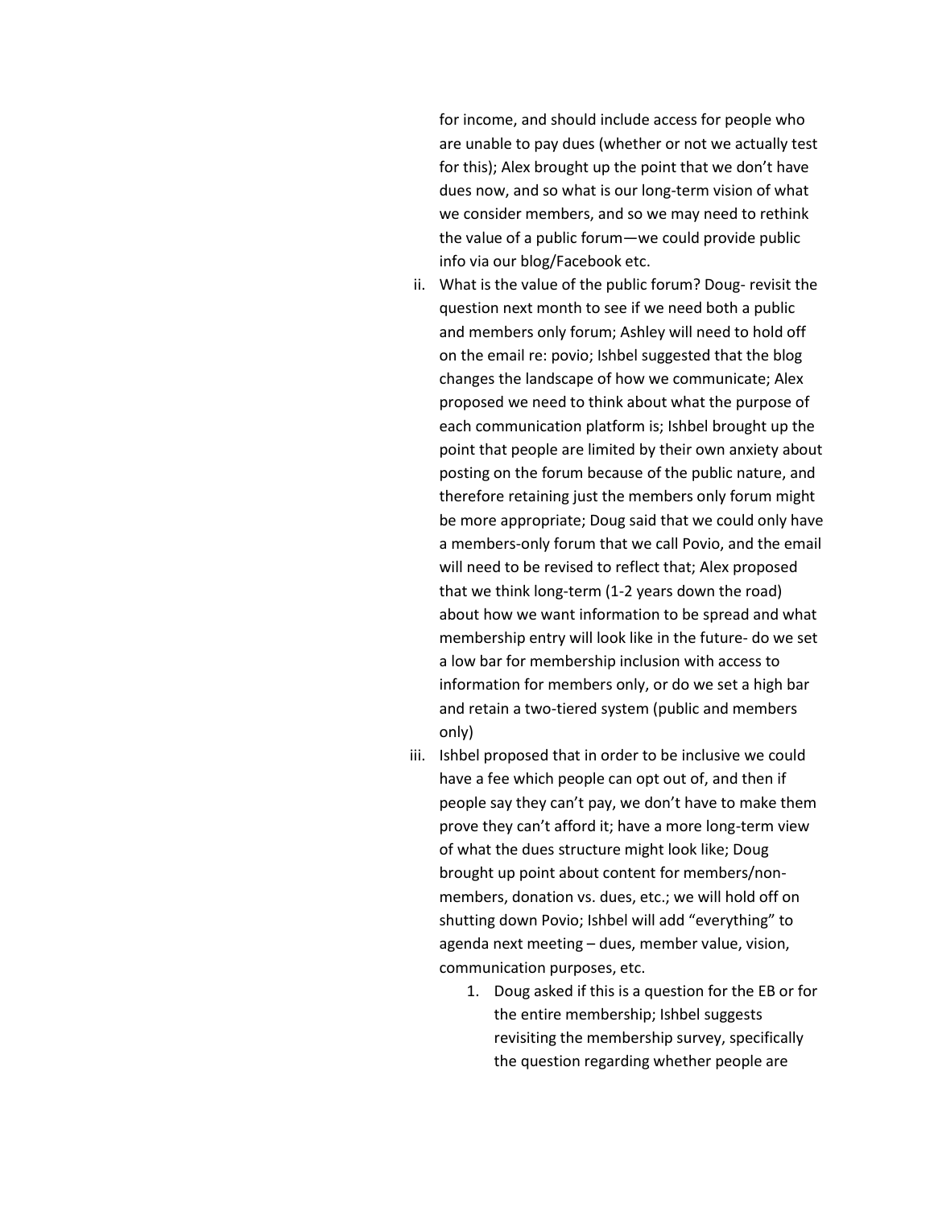for income, and should include access for people who are unable to pay dues (whether or not we actually test for this); Alex brought up the point that we don't have dues now, and so what is our long-term vision of what we consider members, and so we may need to rethink the value of a public forum—we could provide public info via our blog/Facebook etc.

ii. What is the value of the public forum? Doug- revisit the question next month to see if we need both a public and members only forum; Ashley will need to hold off on the email re: povio; Ishbel suggested that the blog changes the landscape of how we communicate; Alex proposed we need to think about what the purpose of each communication platform is; Ishbel brought up the point that people are limited by their own anxiety about posting on the forum because of the public nature, and therefore retaining just the members only forum might be more appropriate; Doug said that we could only have a members-only forum that we call Povio, and the email will need to be revised to reflect that; Alex proposed that we think long-term (1-2 years down the road) about how we want information to be spread and what membership entry will look like in the future- do we set a low bar for membership inclusion with access to information for members only, or do we set a high bar and retain a two-tiered system (public and members only)

iii. Ishbel proposed that in order to be inclusive we could have a fee which people can opt out of, and then if people say they can't pay, we don't have to make them prove they can't afford it; have a more long-term view of what the dues structure might look like; Doug brought up point about content for members/non-members, donation vs. dues, etc.; we will hold off on shutting down Povio; Ishbel will add "everything" to agenda next meeting – dues, member value, vision, communication purposes, etc.

   1. Doug asked if this is a question for the EB or for the entire membership; Ishbel suggests revisiting the membership survey, specifically the question regarding whether people are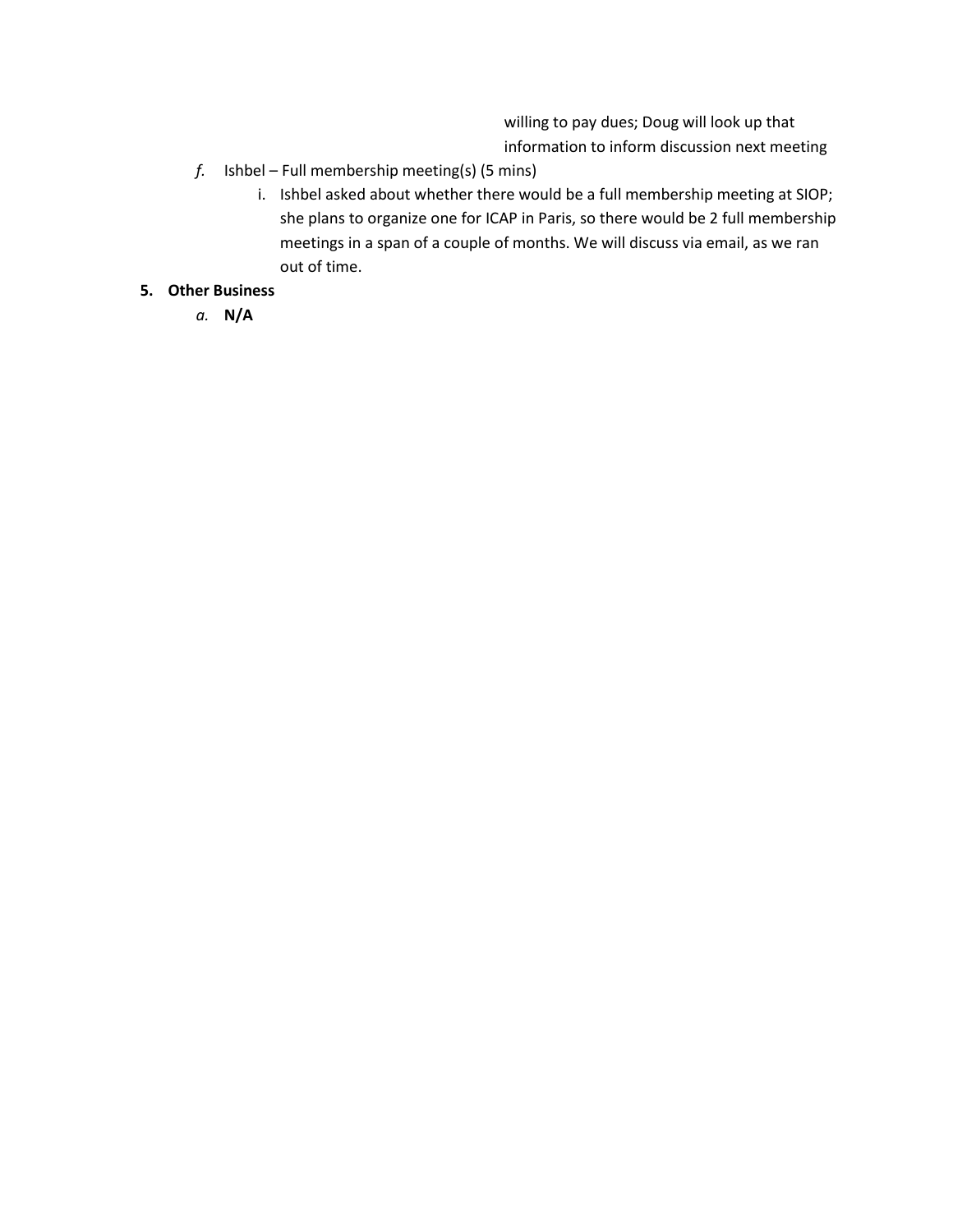willing to pay dues; Doug will look up that information to inform discussion next meeting

   *f.* Ishbel – Full membership meeting(s) (5 mins)

      i. Ishbel asked about whether there would be a full membership meeting at SIOP; she plans to organize one for ICAP in Paris, so there would be 2 full membership meetings in a span of a couple of months. We will discuss via email, as we ran out of time.

**5. Other Business**

   *a.* **N/A**